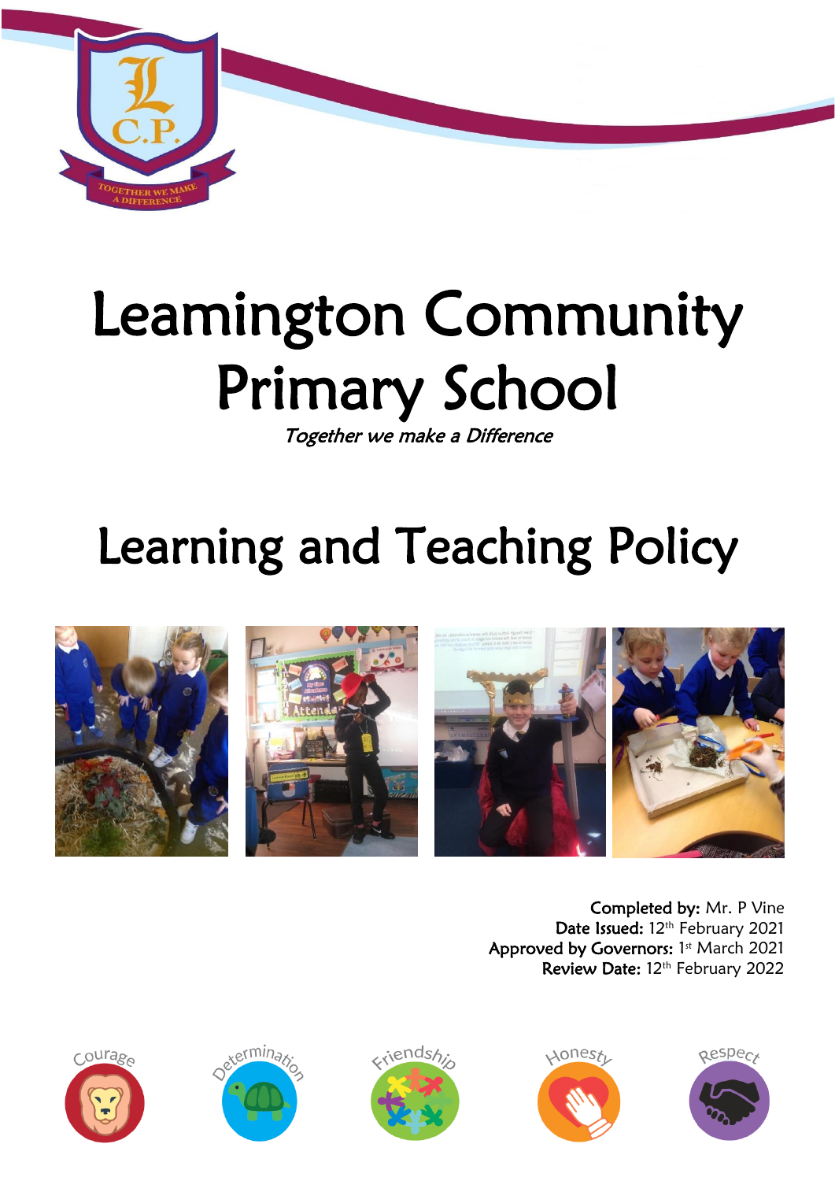# Leamington Community Primary School

*Together we make a Difference*

# Learning and Teaching Policy

**Completed by:** Mr. P Vine
**Date Issued:** 12th February 2021
**Approved by Governors:** 1st March 2021
**Review Date:** 12th February 2022

Courage Determination Friendship Honesty Respect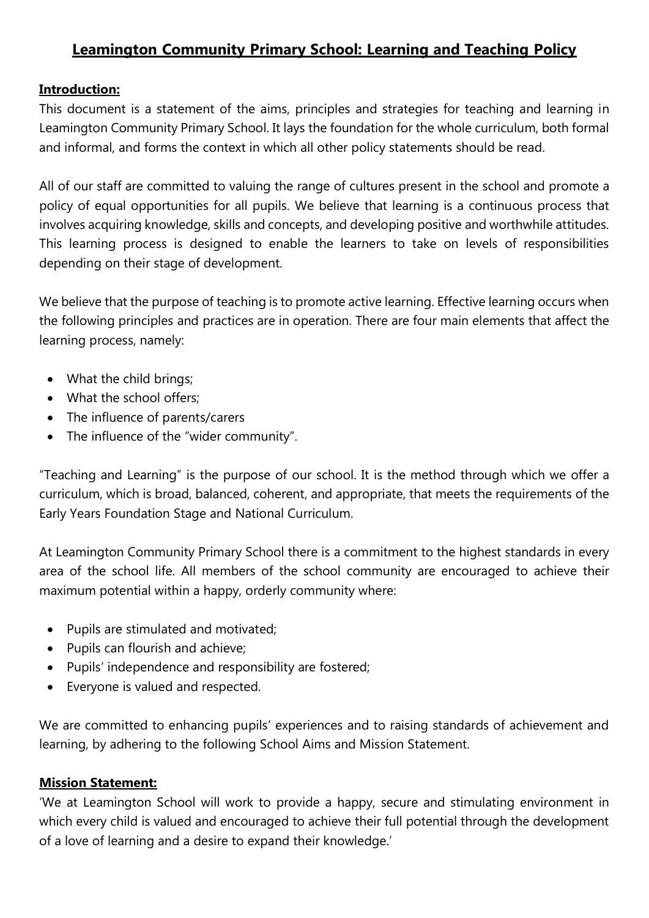# Leamington Community Primary School: Learning and Teaching Policy

## Introduction:

This document is a statement of the aims, principles and strategies for teaching and learning in Leamington Community Primary School. It lays the foundation for the whole curriculum, both formal and informal, and forms the context in which all other policy statements should be read.

All of our staff are committed to valuing the range of cultures present in the school and promote a policy of equal opportunities for all pupils. We believe that learning is a continuous process that involves acquiring knowledge, skills and concepts, and developing positive and worthwhile attitudes. This learning process is designed to enable the learners to take on levels of responsibilities depending on their stage of development.

We believe that the purpose of teaching is to promote active learning. Effective learning occurs when the following principles and practices are in operation. There are four main elements that affect the learning process, namely:

- What the child brings;
- What the school offers;
- The influence of parents/carers
- The influence of the "wider community".

"Teaching and Learning" is the purpose of our school. It is the method through which we offer a curriculum, which is broad, balanced, coherent, and appropriate, that meets the requirements of the Early Years Foundation Stage and National Curriculum.

At Leamington Community Primary School there is a commitment to the highest standards in every area of the school life. All members of the school community are encouraged to achieve their maximum potential within a happy, orderly community where:

- Pupils are stimulated and motivated;
- Pupils can flourish and achieve;
- Pupils' independence and responsibility are fostered;
- Everyone is valued and respected.

We are committed to enhancing pupils' experiences and to raising standards of achievement and learning, by adhering to the following School Aims and Mission Statement.

## Mission Statement:

'We at Leamington School will work to provide a happy, secure and stimulating environment in which every child is valued and encouraged to achieve their full potential through the development of a love of learning and a desire to expand their knowledge.'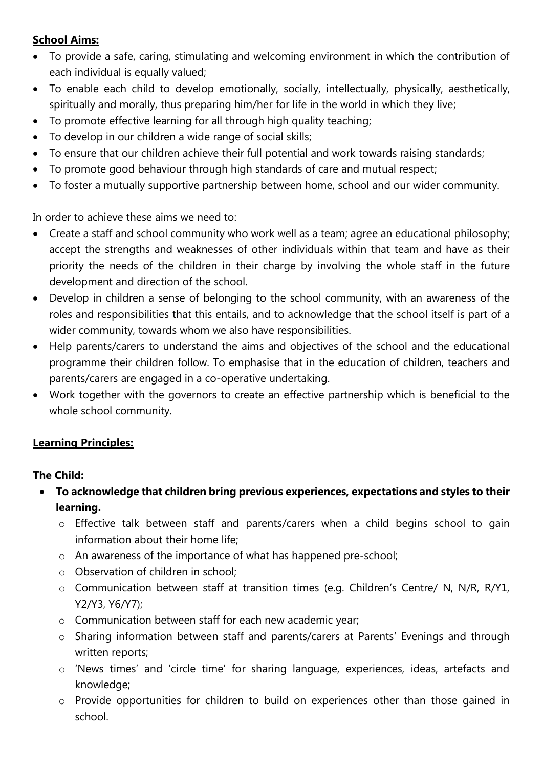**<u>School Aims:</u>**

- To provide a safe, caring, stimulating and welcoming environment in which the contribution of each individual is equally valued;
- To enable each child to develop emotionally, socially, intellectually, physically, aesthetically, spiritually and morally, thus preparing him/her for life in the world in which they live;
- To promote effective learning for all through high quality teaching;
- To develop in our children a wide range of social skills;
- To ensure that our children achieve their full potential and work towards raising standards;
- To promote good behaviour through high standards of care and mutual respect;
- To foster a mutually supportive partnership between home, school and our wider community.

In order to achieve these aims we need to:

- Create a staff and school community who work well as a team; agree an educational philosophy; accept the strengths and weaknesses of other individuals within that team and have as their priority the needs of the children in their charge by involving the whole staff in the future development and direction of the school.
- Develop in children a sense of belonging to the school community, with an awareness of the roles and responsibilities that this entails, and to acknowledge that the school itself is part of a wider community, towards whom we also have responsibilities.
- Help parents/carers to understand the aims and objectives of the school and the educational programme their children follow. To emphasise that in the education of children, teachers and parents/carers are engaged in a co-operative undertaking.
- Work together with the governors to create an effective partnership which is beneficial to the whole school community.

**<u>Learning Principles:</u>**

**The Child:**

- **To acknowledge that children bring previous experiences, expectations and styles to their learning.**
  - Effective talk between staff and parents/carers when a child begins school to gain information about their home life;
  - An awareness of the importance of what has happened pre-school;
  - Observation of children in school;
  - Communication between staff at transition times (e.g. Children's Centre/ N, N/R, R/Y1, Y2/Y3, Y6/Y7);
  - Communication between staff for each new academic year;
  - Sharing information between staff and parents/carers at Parents' Evenings and through written reports;
  - 'News times' and 'circle time' for sharing language, experiences, ideas, artefacts and knowledge;
  - Provide opportunities for children to build on experiences other than those gained in school.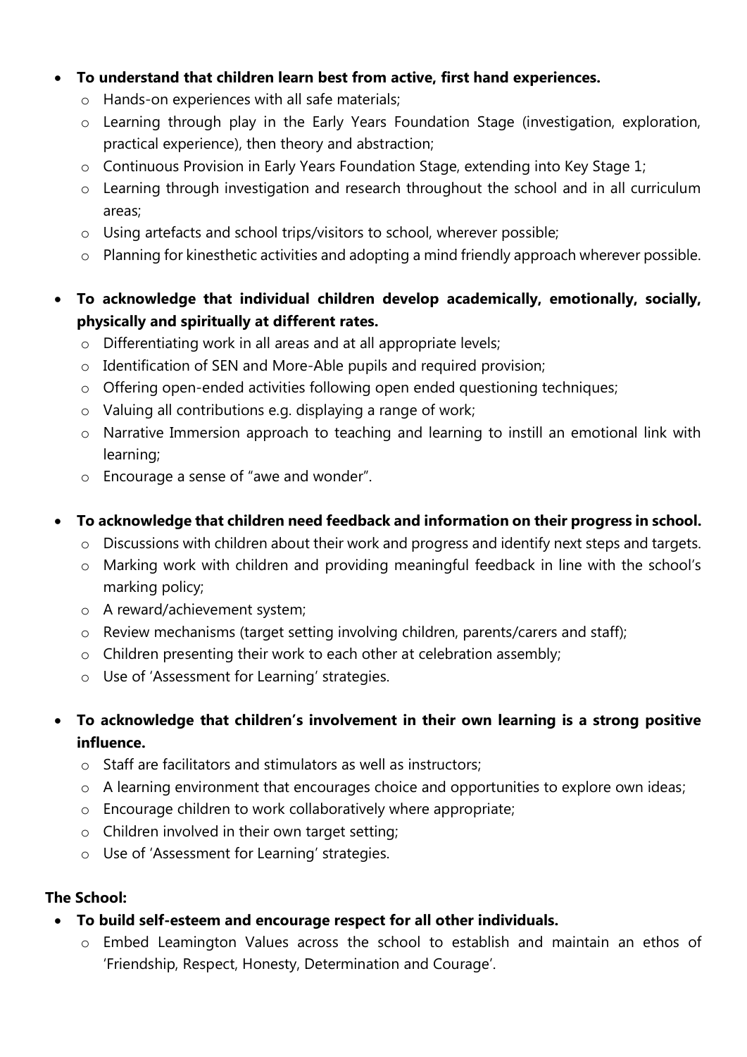- **To understand that children learn best from active, first hand experiences.**
  - Hands-on experiences with all safe materials;
  - Learning through play in the Early Years Foundation Stage (investigation, exploration, practical experience), then theory and abstraction;
  - Continuous Provision in Early Years Foundation Stage, extending into Key Stage 1;
  - Learning through investigation and research throughout the school and in all curriculum areas;
  - Using artefacts and school trips/visitors to school, wherever possible;
  - Planning for kinesthetic activities and adopting a mind friendly approach wherever possible.

- **To acknowledge that individual children develop academically, emotionally, socially, physically and spiritually at different rates.**
  - Differentiating work in all areas and at all appropriate levels;
  - Identification of SEN and More-Able pupils and required provision;
  - Offering open-ended activities following open ended questioning techniques;
  - Valuing all contributions e.g. displaying a range of work;
  - Narrative Immersion approach to teaching and learning to instill an emotional link with learning;
  - Encourage a sense of "awe and wonder".

- **To acknowledge that children need feedback and information on their progress in school.**
  - Discussions with children about their work and progress and identify next steps and targets.
  - Marking work with children and providing meaningful feedback in line with the school's marking policy;
  - A reward/achievement system;
  - Review mechanisms (target setting involving children, parents/carers and staff);
  - Children presenting their work to each other at celebration assembly;
  - Use of 'Assessment for Learning' strategies.

- **To acknowledge that children's involvement in their own learning is a strong positive influence.**
  - Staff are facilitators and stimulators as well as instructors;
  - A learning environment that encourages choice and opportunities to explore own ideas;
  - Encourage children to work collaboratively where appropriate;
  - Children involved in their own target setting;
  - Use of 'Assessment for Learning' strategies.

**The School:**

- **To build self-esteem and encourage respect for all other individuals.**
  - Embed Leamington Values across the school to establish and maintain an ethos of 'Friendship, Respect, Honesty, Determination and Courage'.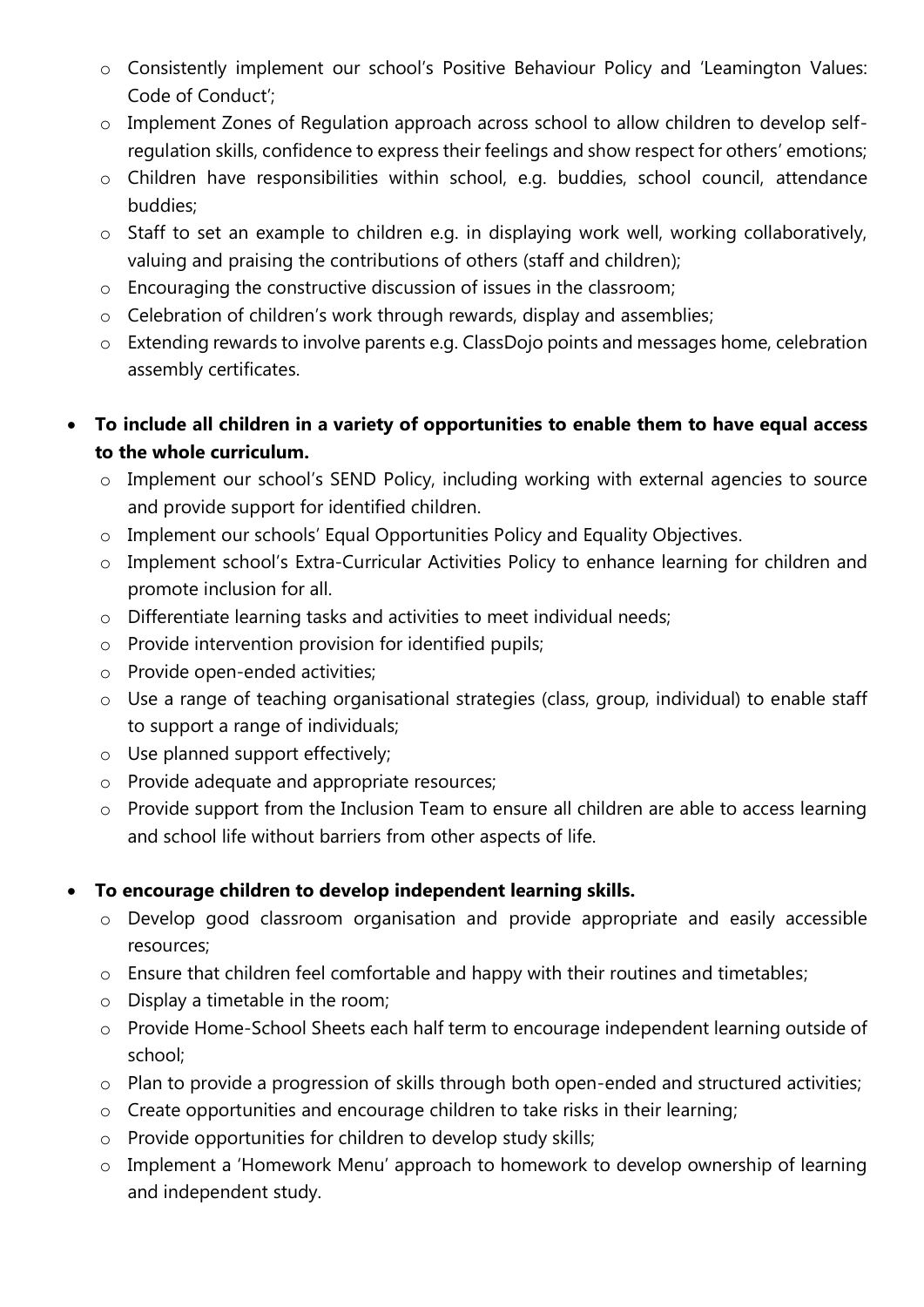- Consistently implement our school's Positive Behaviour Policy and 'Leamington Values: Code of Conduct';
   - Implement Zones of Regulation approach across school to allow children to develop self-regulation skills, confidence to express their feelings and show respect for others' emotions;
   - Children have responsibilities within school, e.g. buddies, school council, attendance buddies;
   - Staff to set an example to children e.g. in displaying work well, working collaboratively, valuing and praising the contributions of others (staff and children);
   - Encouraging the constructive discussion of issues in the classroom;
   - Celebration of children's work through rewards, display and assemblies;
   - Extending rewards to involve parents e.g. ClassDojo points and messages home, celebration assembly certificates.

- **To include all children in a variety of opportunities to enable them to have equal access to the whole curriculum.**
   - Implement our school's SEND Policy, including working with external agencies to source and provide support for identified children.
   - Implement our schools' Equal Opportunities Policy and Equality Objectives.
   - Implement school's Extra-Curricular Activities Policy to enhance learning for children and promote inclusion for all.
   - Differentiate learning tasks and activities to meet individual needs;
   - Provide intervention provision for identified pupils;
   - Provide open-ended activities;
   - Use a range of teaching organisational strategies (class, group, individual) to enable staff to support a range of individuals;
   - Use planned support effectively;
   - Provide adequate and appropriate resources;
   - Provide support from the Inclusion Team to ensure all children are able to access learning and school life without barriers from other aspects of life.

- **To encourage children to develop independent learning skills.**
   - Develop good classroom organisation and provide appropriate and easily accessible resources;
   - Ensure that children feel comfortable and happy with their routines and timetables;
   - Display a timetable in the room;
   - Provide Home-School Sheets each half term to encourage independent learning outside of school;
   - Plan to provide a progression of skills through both open-ended and structured activities;
   - Create opportunities and encourage children to take risks in their learning;
   - Provide opportunities for children to develop study skills;
   - Implement a 'Homework Menu' approach to homework to develop ownership of learning and independent study.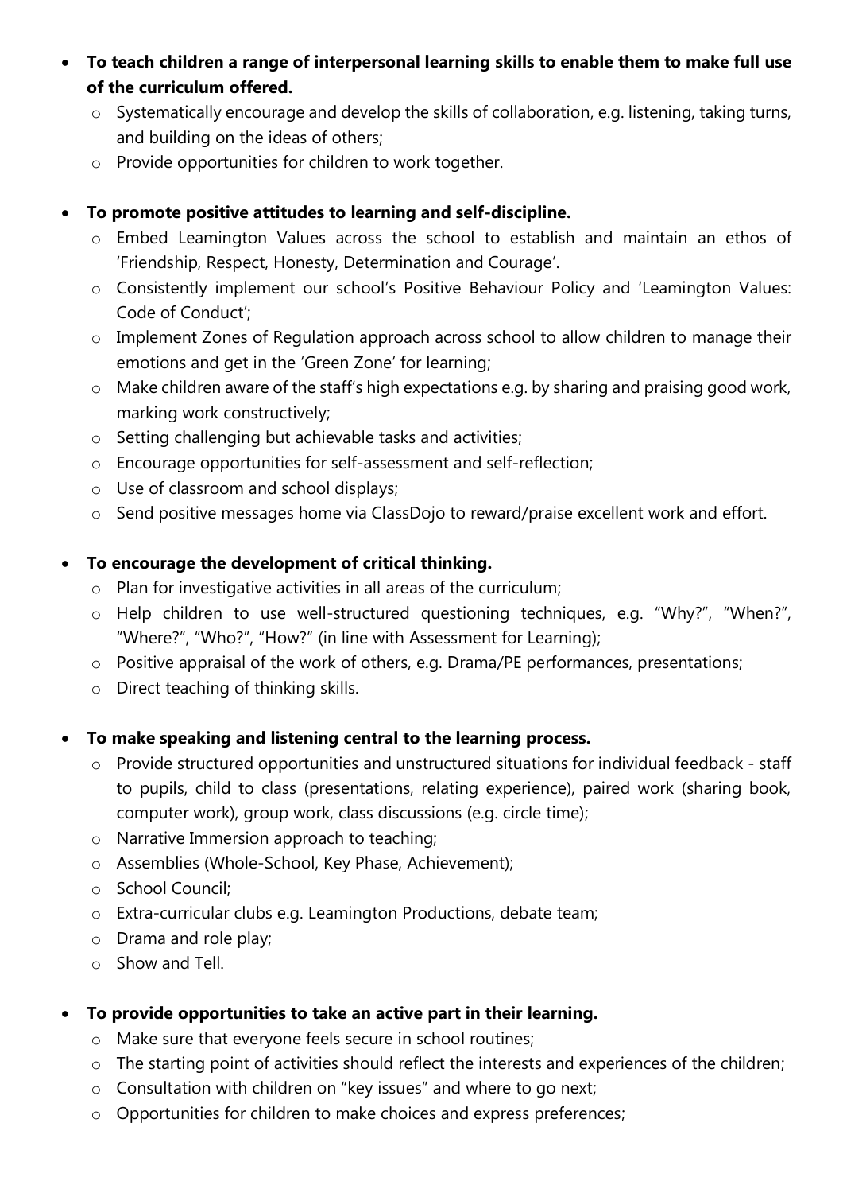- **To teach children a range of interpersonal learning skills to enable them to make full use of the curriculum offered.**
  - Systematically encourage and develop the skills of collaboration, e.g. listening, taking turns, and building on the ideas of others;
  - Provide opportunities for children to work together.

- **To promote positive attitudes to learning and self-discipline.**
  - Embed Leamington Values across the school to establish and maintain an ethos of 'Friendship, Respect, Honesty, Determination and Courage'.
  - Consistently implement our school's Positive Behaviour Policy and 'Leamington Values: Code of Conduct';
  - Implement Zones of Regulation approach across school to allow children to manage their emotions and get in the 'Green Zone' for learning;
  - Make children aware of the staff's high expectations e.g. by sharing and praising good work, marking work constructively;
  - Setting challenging but achievable tasks and activities;
  - Encourage opportunities for self-assessment and self-reflection;
  - Use of classroom and school displays;
  - Send positive messages home via ClassDojo to reward/praise excellent work and effort.

- **To encourage the development of critical thinking.**
  - Plan for investigative activities in all areas of the curriculum;
  - Help children to use well-structured questioning techniques, e.g. "Why?", "When?", "Where?", "Who?", "How?" (in line with Assessment for Learning);
  - Positive appraisal of the work of others, e.g. Drama/PE performances, presentations;
  - Direct teaching of thinking skills.

- **To make speaking and listening central to the learning process.**
  - Provide structured opportunities and unstructured situations for individual feedback - staff to pupils, child to class (presentations, relating experience), paired work (sharing book, computer work), group work, class discussions (e.g. circle time);
  - Narrative Immersion approach to teaching;
  - Assemblies (Whole-School, Key Phase, Achievement);
  - School Council;
  - Extra-curricular clubs e.g. Leamington Productions, debate team;
  - Drama and role play;
  - Show and Tell.

- **To provide opportunities to take an active part in their learning.**
  - Make sure that everyone feels secure in school routines;
  - The starting point of activities should reflect the interests and experiences of the children;
  - Consultation with children on "key issues" and where to go next;
  - Opportunities for children to make choices and express preferences;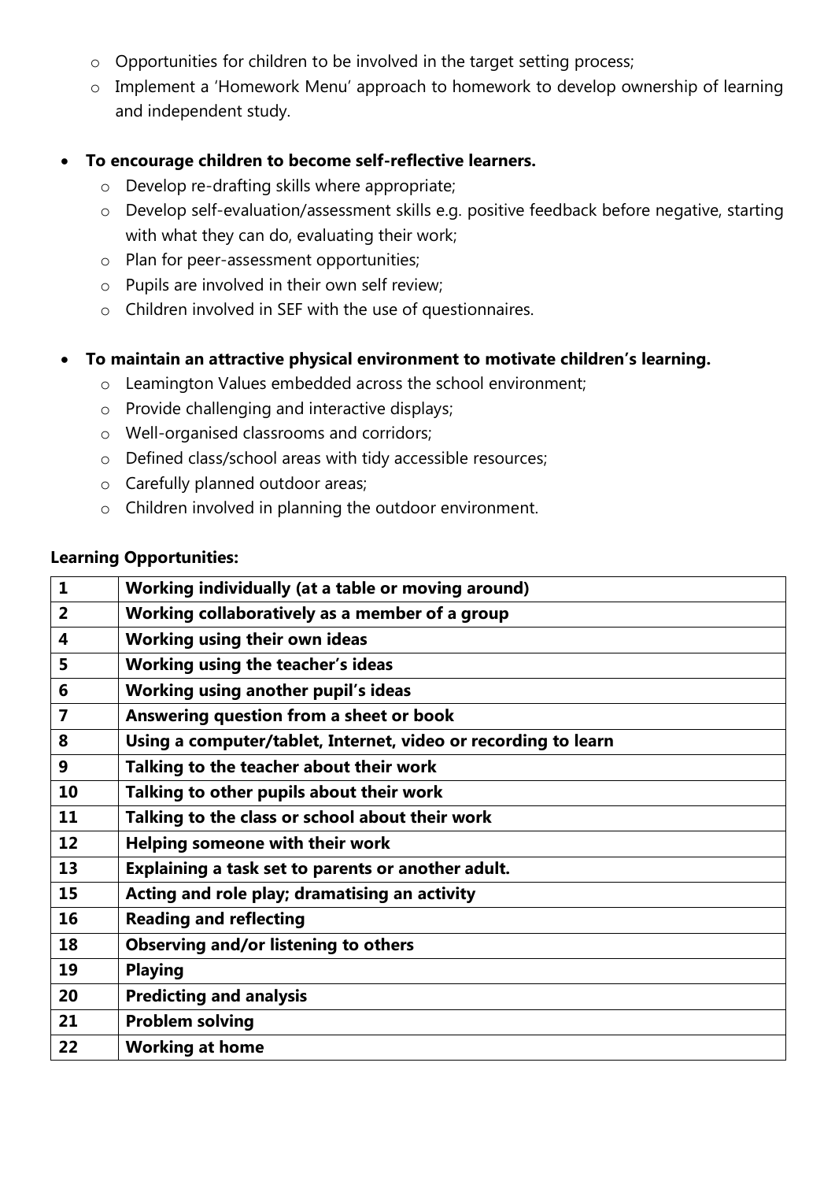- Opportunities for children to be involved in the target setting process;
    - Implement a 'Homework Menu' approach to homework to develop ownership of learning and independent study.

- **To encourage children to become self-reflective learners.**
    - Develop re-drafting skills where appropriate;
    - Develop self-evaluation/assessment skills e.g. positive feedback before negative, starting with what they can do, evaluating their work;
    - Plan for peer-assessment opportunities;
    - Pupils are involved in their own self review;
    - Children involved in SEF with the use of questionnaires.

- **To maintain an attractive physical environment to motivate children's learning.**
    - Leamington Values embedded across the school environment;
    - Provide challenging and interactive displays;
    - Well-organised classrooms and corridors;
    - Defined class/school areas with tidy accessible resources;
    - Carefully planned outdoor areas;
    - Children involved in planning the outdoor environment.

**Learning Opportunities:**

| | |
|---|---|
| **1** | **Working individually (at a table or moving around)** |
| **2** | **Working collaboratively as a member of a group** |
| **4** | **Working using their own ideas** |
| **5** | **Working using the teacher's ideas** |
| **6** | **Working using another pupil's ideas** |
| **7** | **Answering question from a sheet or book** |
| **8** | **Using a computer/tablet, Internet, video or recording to learn** |
| **9** | **Talking to the teacher about their work** |
| **10** | **Talking to other pupils about their work** |
| **11** | **Talking to the class or school about their work** |
| **12** | **Helping someone with their work** |
| **13** | **Explaining a task set to parents or another adult.** |
| **15** | **Acting and role play; dramatising an activity** |
| **16** | **Reading and reflecting** |
| **18** | **Observing and/or listening to others** |
| **19** | **Playing** |
| **20** | **Predicting and analysis** |
| **21** | **Problem solving** |
| **22** | **Working at home** |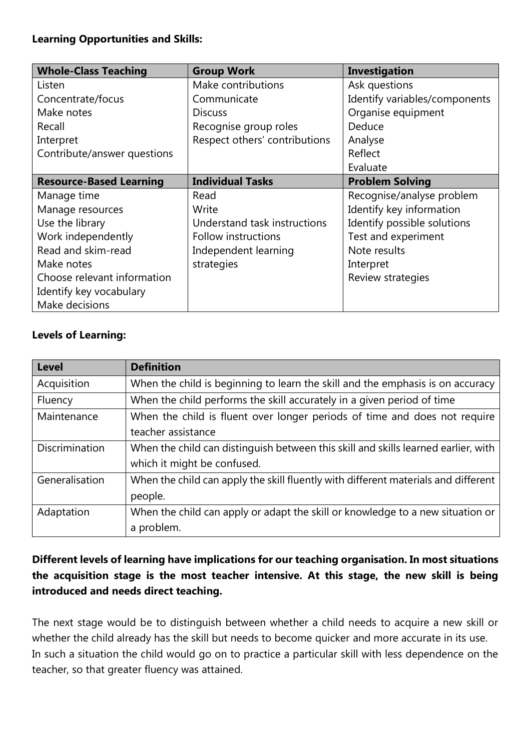**Learning Opportunities and Skills:**

| Whole-Class Teaching | Group Work | Investigation |
|---|---|---|
| Listen<br>Concentrate/focus<br>Make notes<br>Recall<br>Interpret<br>Contribute/answer questions | Make contributions<br>Communicate<br>Discuss<br>Recognise group roles<br>Respect others' contributions | Ask questions<br>Identify variables/components<br>Organise equipment<br>Deduce<br>Analyse<br>Reflect<br>Evaluate |
| **Resource-Based Learning** | **Individual Tasks** | **Problem Solving** |
| Manage time<br>Manage resources<br>Use the library<br>Work independently<br>Read and skim-read<br>Make notes<br>Choose relevant information<br>Identify key vocabulary<br>Make decisions | Read<br>Write<br>Understand task instructions<br>Follow instructions<br>Independent learning strategies | Recognise/analyse problem<br>Identify key information<br>Identify possible solutions<br>Test and experiment<br>Note results<br>Interpret<br>Review strategies |

**Levels of Learning:**

| Level | Definition |
|---|---|
| Acquisition | When the child is beginning to learn the skill and the emphasis is on accuracy |
| Fluency | When the child performs the skill accurately in a given period of time |
| Maintenance | When the child is fluent over longer periods of time and does not require teacher assistance |
| Discrimination | When the child can distinguish between this skill and skills learned earlier, with which it might be confused. |
| Generalisation | When the child can apply the skill fluently with different materials and different people. |
| Adaptation | When the child can apply or adapt the skill or knowledge to a new situation or a problem. |

**Different levels of learning have implications for our teaching organisation. In most situations the acquisition stage is the most teacher intensive. At this stage, the new skill is being introduced and needs direct teaching.**

The next stage would be to distinguish between whether a child needs to acquire a new skill or whether the child already has the skill but needs to become quicker and more accurate in its use. In such a situation the child would go on to practice a particular skill with less dependence on the teacher, so that greater fluency was attained.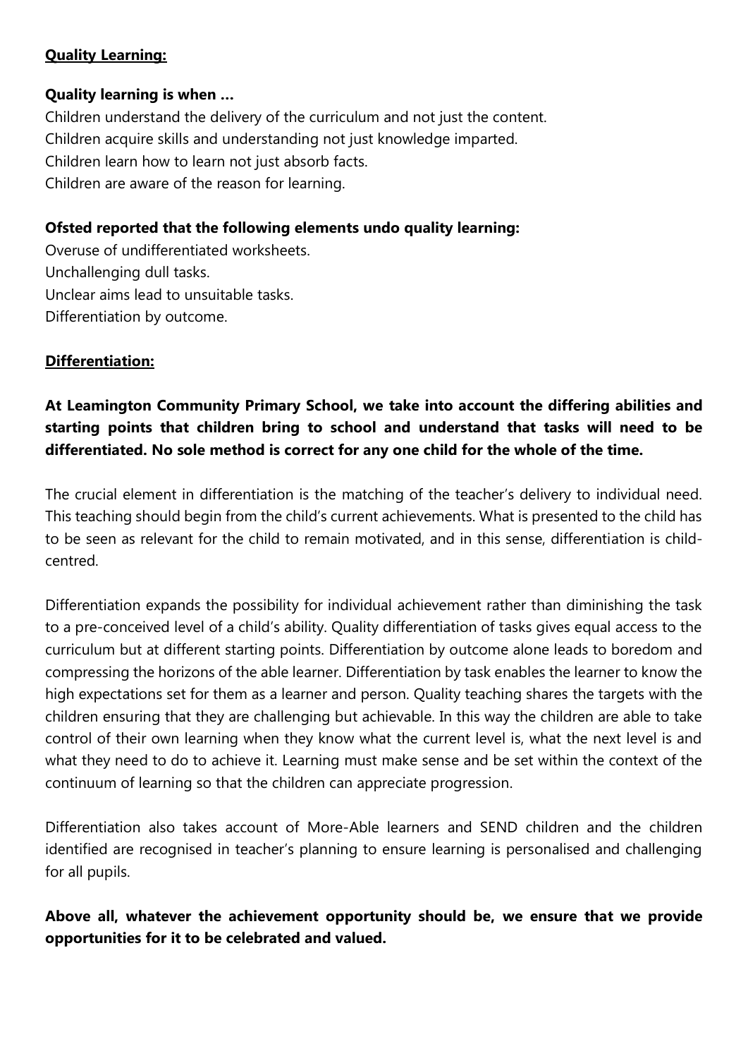## Quality Learning:

**Quality learning is when …**

Children understand the delivery of the curriculum and not just the content.
Children acquire skills and understanding not just knowledge imparted.
Children learn how to learn not just absorb facts.
Children are aware of the reason for learning.

**Ofsted reported that the following elements undo quality learning:**

Overuse of undifferentiated worksheets.
Unchallenging dull tasks.
Unclear aims lead to unsuitable tasks.
Differentiation by outcome.

## Differentiation:

**At Leamington Community Primary School, we take into account the differing abilities and starting points that children bring to school and understand that tasks will need to be differentiated. No sole method is correct for any one child for the whole of the time.**

The crucial element in differentiation is the matching of the teacher's delivery to individual need. This teaching should begin from the child's current achievements. What is presented to the child has to be seen as relevant for the child to remain motivated, and in this sense, differentiation is child-centred.

Differentiation expands the possibility for individual achievement rather than diminishing the task to a pre-conceived level of a child's ability. Quality differentiation of tasks gives equal access to the curriculum but at different starting points. Differentiation by outcome alone leads to boredom and compressing the horizons of the able learner. Differentiation by task enables the learner to know the high expectations set for them as a learner and person. Quality teaching shares the targets with the children ensuring that they are challenging but achievable. In this way the children are able to take control of their own learning when they know what the current level is, what the next level is and what they need to do to achieve it. Learning must make sense and be set within the context of the continuum of learning so that the children can appreciate progression.

Differentiation also takes account of More-Able learners and SEND children and the children identified are recognised in teacher's planning to ensure learning is personalised and challenging for all pupils.

**Above all, whatever the achievement opportunity should be, we ensure that we provide opportunities for it to be celebrated and valued.**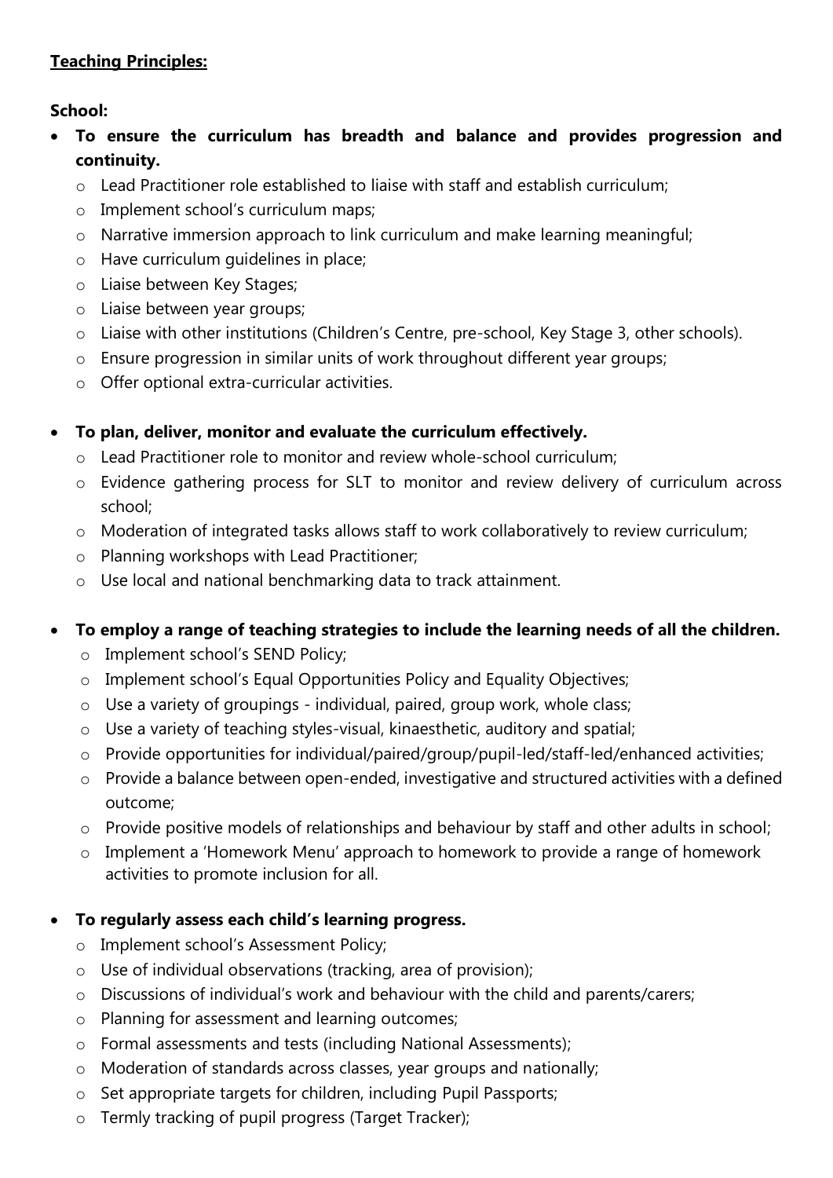**Teaching Principles:**

**School:**

- **To ensure the curriculum has breadth and balance and provides progression and continuity.**
  - Lead Practitioner role established to liaise with staff and establish curriculum;
  - Implement school's curriculum maps;
  - Narrative immersion approach to link curriculum and make learning meaningful;
  - Have curriculum guidelines in place;
  - Liaise between Key Stages;
  - Liaise between year groups;
  - Liaise with other institutions (Children's Centre, pre-school, Key Stage 3, other schools).
  - Ensure progression in similar units of work throughout different year groups;
  - Offer optional extra-curricular activities.

- **To plan, deliver, monitor and evaluate the curriculum effectively.**
  - Lead Practitioner role to monitor and review whole-school curriculum;
  - Evidence gathering process for SLT to monitor and review delivery of curriculum across school;
  - Moderation of integrated tasks allows staff to work collaboratively to review curriculum;
  - Planning workshops with Lead Practitioner;
  - Use local and national benchmarking data to track attainment.

- **To employ a range of teaching strategies to include the learning needs of all the children.**
  - Implement school's SEND Policy;
  - Implement school's Equal Opportunities Policy and Equality Objectives;
  - Use a variety of groupings - individual, paired, group work, whole class;
  - Use a variety of teaching styles-visual, kinaesthetic, auditory and spatial;
  - Provide opportunities for individual/paired/group/pupil-led/staff-led/enhanced activities;
  - Provide a balance between open-ended, investigative and structured activities with a defined outcome;
  - Provide positive models of relationships and behaviour by staff and other adults in school;
  - Implement a 'Homework Menu' approach to homework to provide a range of homework activities to promote inclusion for all.

- **To regularly assess each child's learning progress.**
  - Implement school's Assessment Policy;
  - Use of individual observations (tracking, area of provision);
  - Discussions of individual's work and behaviour with the child and parents/carers;
  - Planning for assessment and learning outcomes;
  - Formal assessments and tests (including National Assessments);
  - Moderation of standards across classes, year groups and nationally;
  - Set appropriate targets for children, including Pupil Passports;
  - Termly tracking of pupil progress (Target Tracker);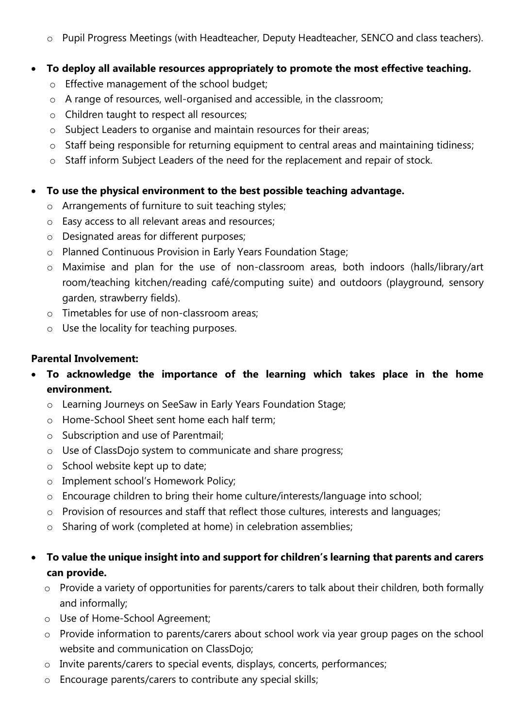- Pupil Progress Meetings (with Headteacher, Deputy Headteacher, SENCO and class teachers).

- **To deploy all available resources appropriately to promote the most effective teaching.**
  - Effective management of the school budget;
  - A range of resources, well-organised and accessible, in the classroom;
  - Children taught to respect all resources;
  - Subject Leaders to organise and maintain resources for their areas;
  - Staff being responsible for returning equipment to central areas and maintaining tidiness;
  - Staff inform Subject Leaders of the need for the replacement and repair of stock.

- **To use the physical environment to the best possible teaching advantage.**
  - Arrangements of furniture to suit teaching styles;
  - Easy access to all relevant areas and resources;
  - Designated areas for different purposes;
  - Planned Continuous Provision in Early Years Foundation Stage;
  - Maximise and plan for the use of non-classroom areas, both indoors (halls/library/art room/teaching kitchen/reading café/computing suite) and outdoors (playground, sensory garden, strawberry fields).
  - Timetables for use of non-classroom areas;
  - Use the locality for teaching purposes.

**Parental Involvement:**

- **To acknowledge the importance of the learning which takes place in the home environment.**
  - Learning Journeys on SeeSaw in Early Years Foundation Stage;
  - Home-School Sheet sent home each half term;
  - Subscription and use of Parentmail;
  - Use of ClassDojo system to communicate and share progress;
  - School website kept up to date;
  - Implement school's Homework Policy;
  - Encourage children to bring their home culture/interests/language into school;
  - Provision of resources and staff that reflect those cultures, interests and languages;
  - Sharing of work (completed at home) in celebration assemblies;

- **To value the unique insight into and support for children's learning that parents and carers can provide.**
  - Provide a variety of opportunities for parents/carers to talk about their children, both formally and informally;
  - Use of Home-School Agreement;
  - Provide information to parents/carers about school work via year group pages on the school website and communication on ClassDojo;
  - Invite parents/carers to special events, displays, concerts, performances;
  - Encourage parents/carers to contribute any special skills;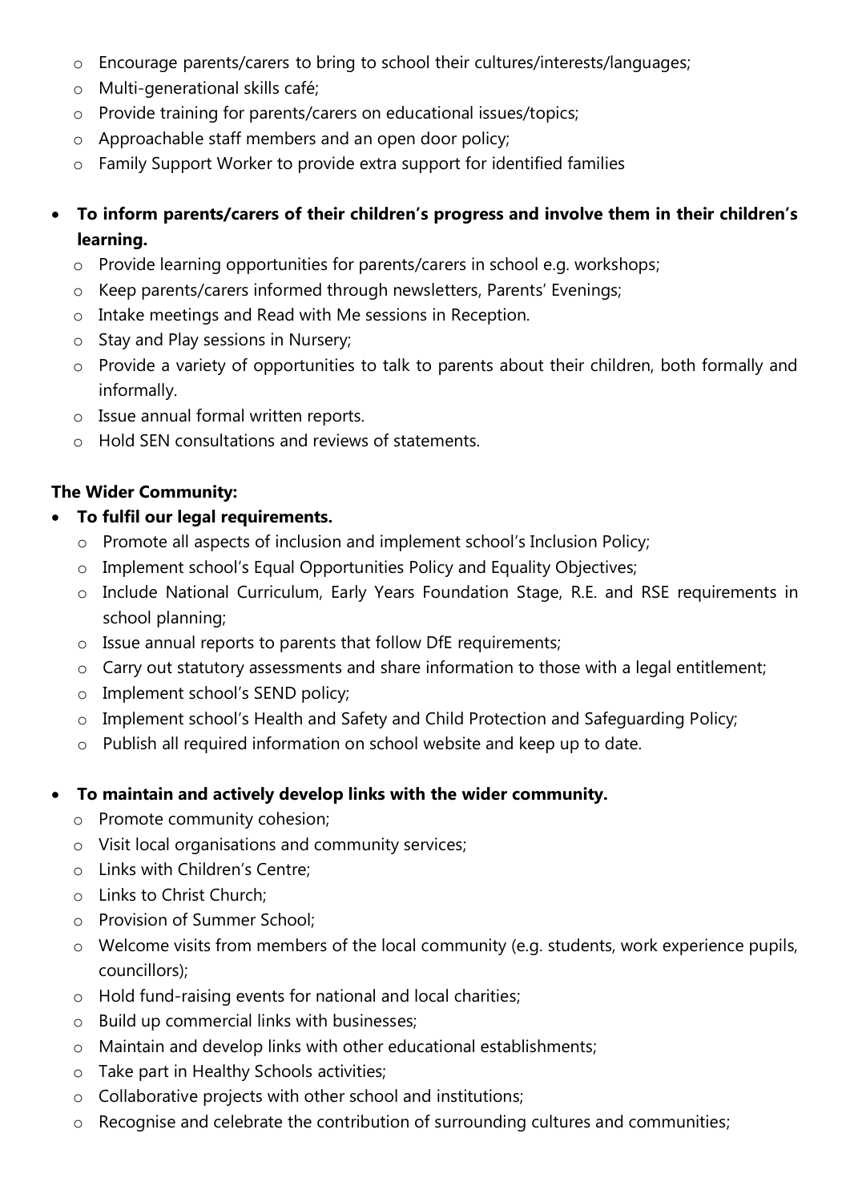- Encourage parents/carers to bring to school their cultures/interests/languages;
  - Multi-generational skills café;
  - Provide training for parents/carers on educational issues/topics;
  - Approachable staff members and an open door policy;
  - Family Support Worker to provide extra support for identified families

- **To inform parents/carers of their children's progress and involve them in their children's learning.**
  - Provide learning opportunities for parents/carers in school e.g. workshops;
  - Keep parents/carers informed through newsletters, Parents' Evenings;
  - Intake meetings and Read with Me sessions in Reception.
  - Stay and Play sessions in Nursery;
  - Provide a variety of opportunities to talk to parents about their children, both formally and informally.
  - Issue annual formal written reports.
  - Hold SEN consultations and reviews of statements.

**The Wider Community:**

- **To fulfil our legal requirements.**
  - Promote all aspects of inclusion and implement school's Inclusion Policy;
  - Implement school's Equal Opportunities Policy and Equality Objectives;
  - Include National Curriculum, Early Years Foundation Stage, R.E. and RSE requirements in school planning;
  - Issue annual reports to parents that follow DfE requirements;
  - Carry out statutory assessments and share information to those with a legal entitlement;
  - Implement school's SEND policy;
  - Implement school's Health and Safety and Child Protection and Safeguarding Policy;
  - Publish all required information on school website and keep up to date.

- **To maintain and actively develop links with the wider community.**
  - Promote community cohesion;
  - Visit local organisations and community services;
  - Links with Children's Centre;
  - Links to Christ Church;
  - Provision of Summer School;
  - Welcome visits from members of the local community (e.g. students, work experience pupils, councillors);
  - Hold fund-raising events for national and local charities;
  - Build up commercial links with businesses;
  - Maintain and develop links with other educational establishments;
  - Take part in Healthy Schools activities;
  - Collaborative projects with other school and institutions;
  - Recognise and celebrate the contribution of surrounding cultures and communities;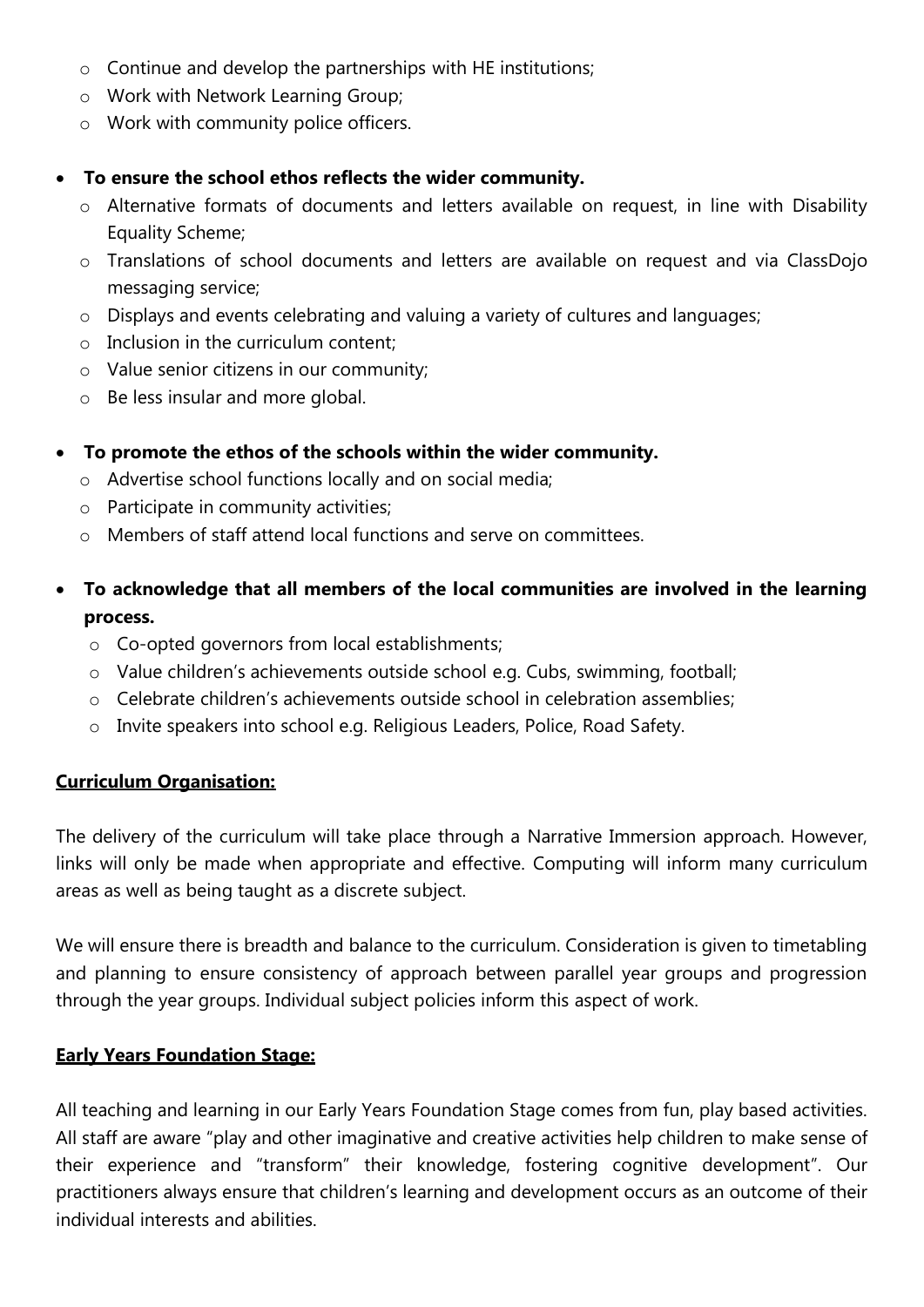- Continue and develop the partnerships with HE institutions;
  - Work with Network Learning Group;
  - Work with community police officers.

- **To ensure the school ethos reflects the wider community.**
  - Alternative formats of documents and letters available on request, in line with Disability Equality Scheme;
  - Translations of school documents and letters are available on request and via ClassDojo messaging service;
  - Displays and events celebrating and valuing a variety of cultures and languages;
  - Inclusion in the curriculum content;
  - Value senior citizens in our community;
  - Be less insular and more global.

- **To promote the ethos of the schools within the wider community.**
  - Advertise school functions locally and on social media;
  - Participate in community activities;
  - Members of staff attend local functions and serve on committees.

- **To acknowledge that all members of the local communities are involved in the learning process.**
  - Co-opted governors from local establishments;
  - Value children's achievements outside school e.g. Cubs, swimming, football;
  - Celebrate children's achievements outside school in celebration assemblies;
  - Invite speakers into school e.g. Religious Leaders, Police, Road Safety.

## Curriculum Organisation:

The delivery of the curriculum will take place through a Narrative Immersion approach. However, links will only be made when appropriate and effective. Computing will inform many curriculum areas as well as being taught as a discrete subject.

We will ensure there is breadth and balance to the curriculum. Consideration is given to timetabling and planning to ensure consistency of approach between parallel year groups and progression through the year groups. Individual subject policies inform this aspect of work.

## Early Years Foundation Stage:

All teaching and learning in our Early Years Foundation Stage comes from fun, play based activities. All staff are aware "play and other imaginative and creative activities help children to make sense of their experience and "transform" their knowledge, fostering cognitive development". Our practitioners always ensure that children's learning and development occurs as an outcome of their individual interests and abilities.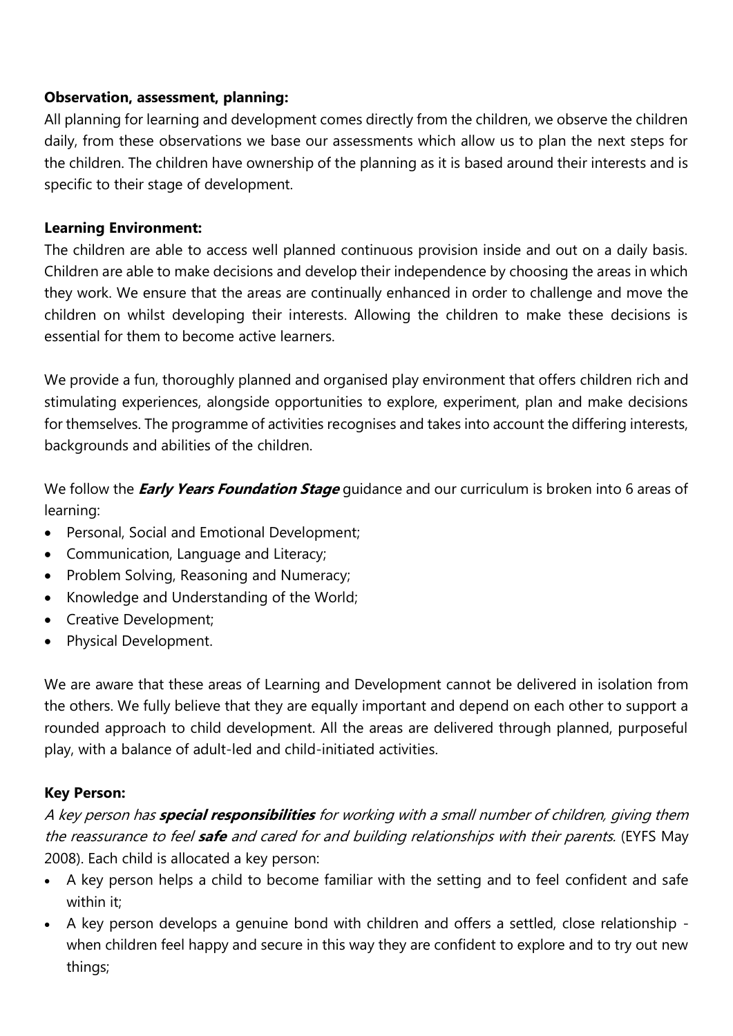**Observation, assessment, planning:**

All planning for learning and development comes directly from the children, we observe the children daily, from these observations we base our assessments which allow us to plan the next steps for the children. The children have ownership of the planning as it is based around their interests and is specific to their stage of development.

**Learning Environment:**

The children are able to access well planned continuous provision inside and out on a daily basis. Children are able to make decisions and develop their independence by choosing the areas in which they work. We ensure that the areas are continually enhanced in order to challenge and move the children on whilst developing their interests. Allowing the children to make these decisions is essential for them to become active learners.

We provide a fun, thoroughly planned and organised play environment that offers children rich and stimulating experiences, alongside opportunities to explore, experiment, plan and make decisions for themselves. The programme of activities recognises and takes into account the differing interests, backgrounds and abilities of the children.

We follow the ***Early Years Foundation Stage*** guidance and our curriculum is broken into 6 areas of learning:

- Personal, Social and Emotional Development;
- Communication, Language and Literacy;
- Problem Solving, Reasoning and Numeracy;
- Knowledge and Understanding of the World;
- Creative Development;
- Physical Development.

We are aware that these areas of Learning and Development cannot be delivered in isolation from the others. We fully believe that they are equally important and depend on each other to support a rounded approach to child development. All the areas are delivered through planned, purposeful play, with a balance of adult-led and child-initiated activities.

**Key Person:**

*A key person has **special responsibilities** for working with a small number of children, giving them the reassurance to feel **safe** and cared for and building relationships with their parents.* (EYFS May 2008). Each child is allocated a key person:

- A key person helps a child to become familiar with the setting and to feel confident and safe within it;
- A key person develops a genuine bond with children and offers a settled, close relationship - when children feel happy and secure in this way they are confident to explore and to try out new things;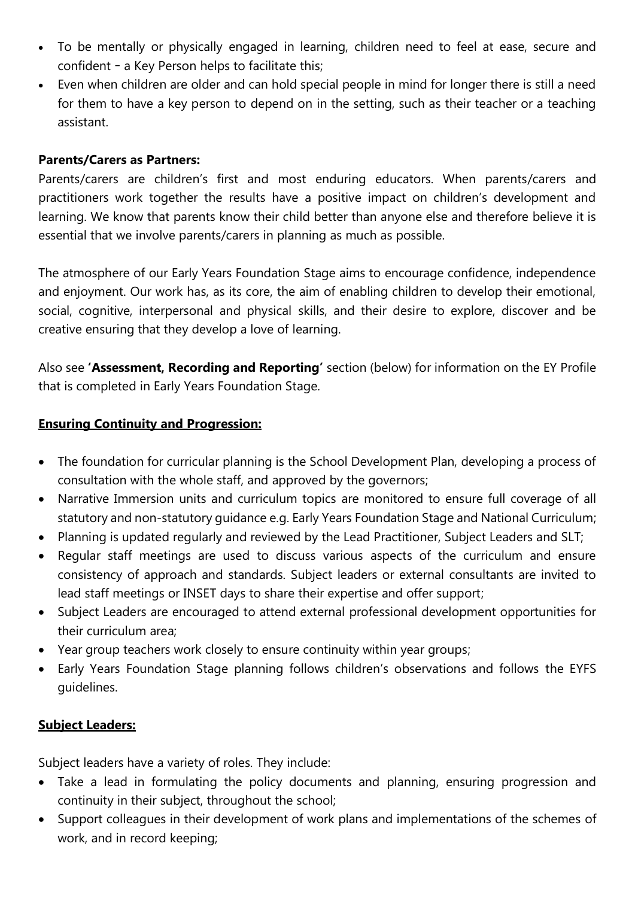- To be mentally or physically engaged in learning, children need to feel at ease, secure and confident – a Key Person helps to facilitate this;
- Even when children are older and can hold special people in mind for longer there is still a need for them to have a key person to depend on in the setting, such as their teacher or a teaching assistant.

**Parents/Carers as Partners:**

Parents/carers are children's first and most enduring educators. When parents/carers and practitioners work together the results have a positive impact on children's development and learning. We know that parents know their child better than anyone else and therefore believe it is essential that we involve parents/carers in planning as much as possible.

The atmosphere of our Early Years Foundation Stage aims to encourage confidence, independence and enjoyment. Our work has, as its core, the aim of enabling children to develop their emotional, social, cognitive, interpersonal and physical skills, and their desire to explore, discover and be creative ensuring that they develop a love of learning.

Also see **'Assessment, Recording and Reporting'** section (below) for information on the EY Profile that is completed in Early Years Foundation Stage.

## Ensuring Continuity and Progression:

- The foundation for curricular planning is the School Development Plan, developing a process of consultation with the whole staff, and approved by the governors;
- Narrative Immersion units and curriculum topics are monitored to ensure full coverage of all statutory and non-statutory guidance e.g. Early Years Foundation Stage and National Curriculum;
- Planning is updated regularly and reviewed by the Lead Practitioner, Subject Leaders and SLT;
- Regular staff meetings are used to discuss various aspects of the curriculum and ensure consistency of approach and standards. Subject leaders or external consultants are invited to lead staff meetings or INSET days to share their expertise and offer support;
- Subject Leaders are encouraged to attend external professional development opportunities for their curriculum area;
- Year group teachers work closely to ensure continuity within year groups;
- Early Years Foundation Stage planning follows children's observations and follows the EYFS guidelines.

## Subject Leaders:

Subject leaders have a variety of roles. They include:

- Take a lead in formulating the policy documents and planning, ensuring progression and continuity in their subject, throughout the school;
- Support colleagues in their development of work plans and implementations of the schemes of work, and in record keeping;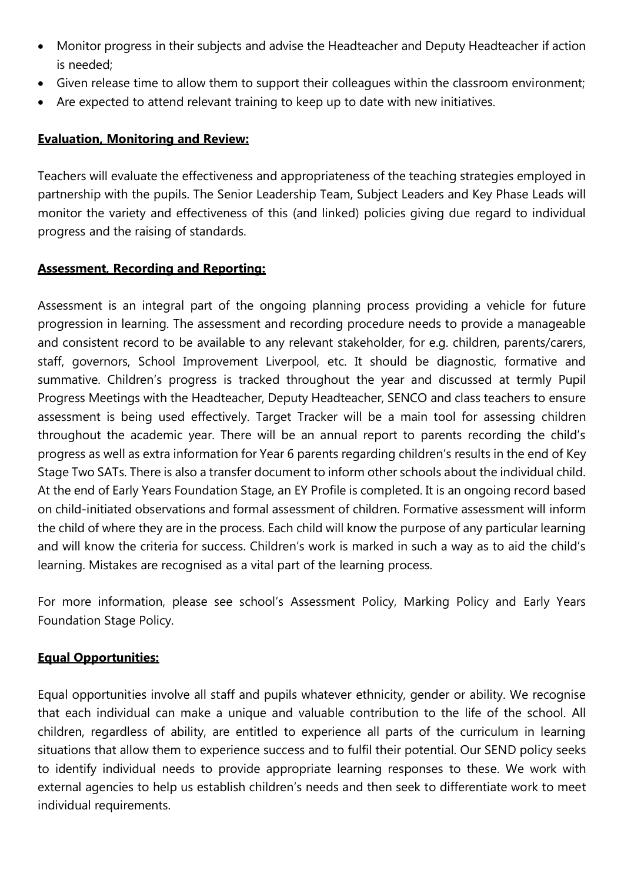- Monitor progress in their subjects and advise the Headteacher and Deputy Headteacher if action is needed;
- Given release time to allow them to support their colleagues within the classroom environment;
- Are expected to attend relevant training to keep up to date with new initiatives.

**Evaluation, Monitoring and Review:**

Teachers will evaluate the effectiveness and appropriateness of the teaching strategies employed in partnership with the pupils. The Senior Leadership Team, Subject Leaders and Key Phase Leads will monitor the variety and effectiveness of this (and linked) policies giving due regard to individual progress and the raising of standards.

**Assessment, Recording and Reporting:**

Assessment is an integral part of the ongoing planning process providing a vehicle for future progression in learning. The assessment and recording procedure needs to provide a manageable and consistent record to be available to any relevant stakeholder, for e.g. children, parents/carers, staff, governors, School Improvement Liverpool, etc. It should be diagnostic, formative and summative. Children's progress is tracked throughout the year and discussed at termly Pupil Progress Meetings with the Headteacher, Deputy Headteacher, SENCO and class teachers to ensure assessment is being used effectively. Target Tracker will be a main tool for assessing children throughout the academic year. There will be an annual report to parents recording the child's progress as well as extra information for Year 6 parents regarding children's results in the end of Key Stage Two SATs. There is also a transfer document to inform other schools about the individual child. At the end of Early Years Foundation Stage, an EY Profile is completed. It is an ongoing record based on child-initiated observations and formal assessment of children. Formative assessment will inform the child of where they are in the process. Each child will know the purpose of any particular learning and will know the criteria for success. Children's work is marked in such a way as to aid the child's learning. Mistakes are recognised as a vital part of the learning process.

For more information, please see school's Assessment Policy, Marking Policy and Early Years Foundation Stage Policy.

**Equal Opportunities:**

Equal opportunities involve all staff and pupils whatever ethnicity, gender or ability. We recognise that each individual can make a unique and valuable contribution to the life of the school. All children, regardless of ability, are entitled to experience all parts of the curriculum in learning situations that allow them to experience success and to fulfil their potential. Our SEND policy seeks to identify individual needs to provide appropriate learning responses to these. We work with external agencies to help us establish children's needs and then seek to differentiate work to meet individual requirements.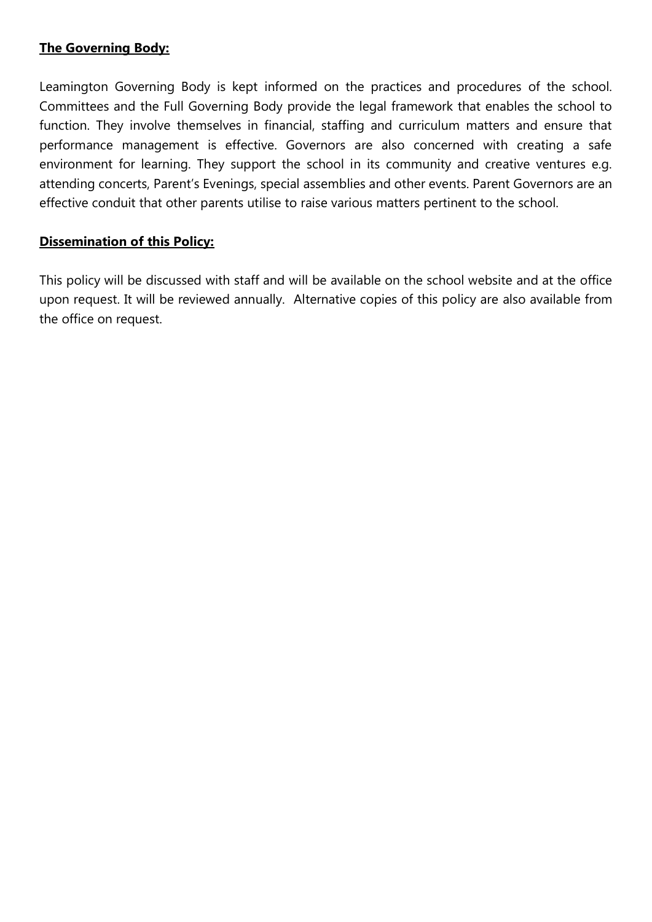**The Governing Body:**

Leamington Governing Body is kept informed on the practices and procedures of the school. Committees and the Full Governing Body provide the legal framework that enables the school to function. They involve themselves in financial, staffing and curriculum matters and ensure that performance management is effective. Governors are also concerned with creating a safe environment for learning. They support the school in its community and creative ventures e.g. attending concerts, Parent's Evenings, special assemblies and other events. Parent Governors are an effective conduit that other parents utilise to raise various matters pertinent to the school.

**Dissemination of this Policy:**

This policy will be discussed with staff and will be available on the school website and at the office upon request. It will be reviewed annually. Alternative copies of this policy are also available from the office on request.